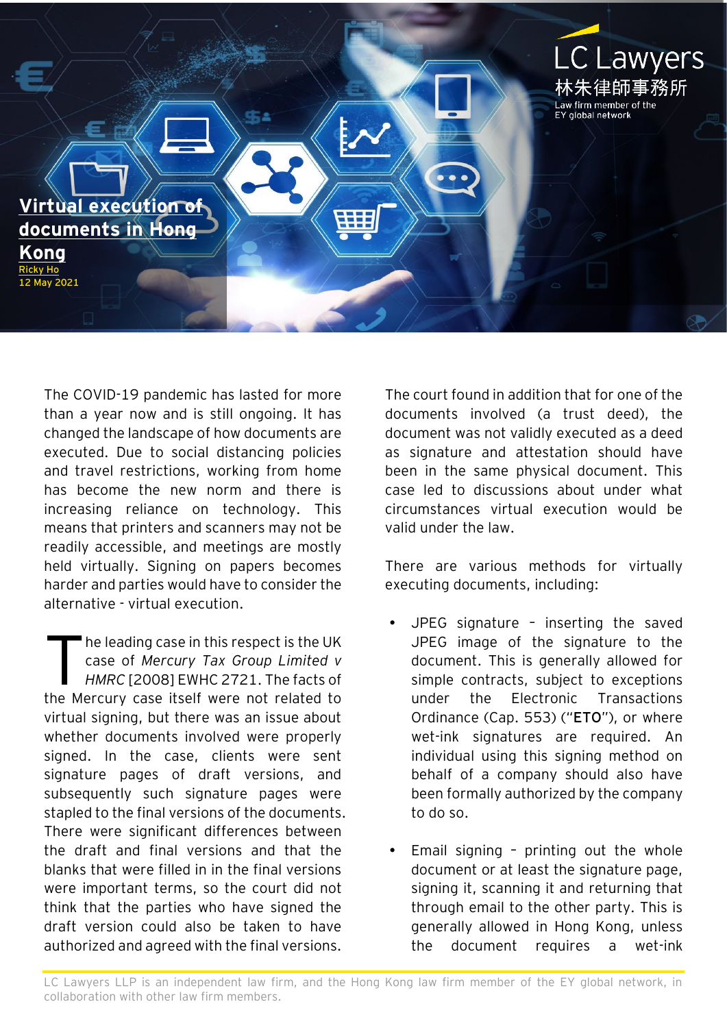LC Lawyers
林朱律師事務所
Law firm member of the EY global network

# Virtual execution of documents in Hong Kong

Ricky Ho
12 May 2021

The COVID-19 pandemic has lasted for more than a year now and is still ongoing. It has changed the landscape of how documents are executed. Due to social distancing policies and travel restrictions, working from home has become the new norm and there is increasing reliance on technology. This means that printers and scanners may not be readily accessible, and meetings are mostly held virtually. Signing on papers becomes harder and parties would have to consider the alternative - virtual execution.

The leading case in this respect is the UK case of *Mercury Tax Group Limited v HMRC* [2008] EWHC 2721. The facts of the Mercury case itself were not related to virtual signing, but there was an issue about whether documents involved were properly signed. In the case, clients were sent signature pages of draft versions, and subsequently such signature pages were stapled to the final versions of the documents. There were significant differences between the draft and final versions and that the blanks that were filled in in the final versions were important terms, so the court did not think that the parties who have signed the draft version could also be taken to have authorized and agreed with the final versions.

The court found in addition that for one of the documents involved (a trust deed), the document was not validly executed as a deed as signature and attestation should have been in the same physical document. This case led to discussions about under what circumstances virtual execution would be valid under the law.

There are various methods for virtually executing documents, including:

- JPEG signature – inserting the saved JPEG image of the signature to the document. This is generally allowed for simple contracts, subject to exceptions under the Electronic Transactions Ordinance (Cap. 553) ("**ETO**"), or where wet-ink signatures are required. An individual using this signing method on behalf of a company should also have been formally authorized by the company to do so.

- Email signing – printing out the whole document or at least the signature page, signing it, scanning it and returning that through email to the other party. This is generally allowed in Hong Kong, unless the document requires a wet-ink

LC Lawyers LLP is an independent law firm, and the Hong Kong law firm member of the EY global network, in collaboration with other law firm members.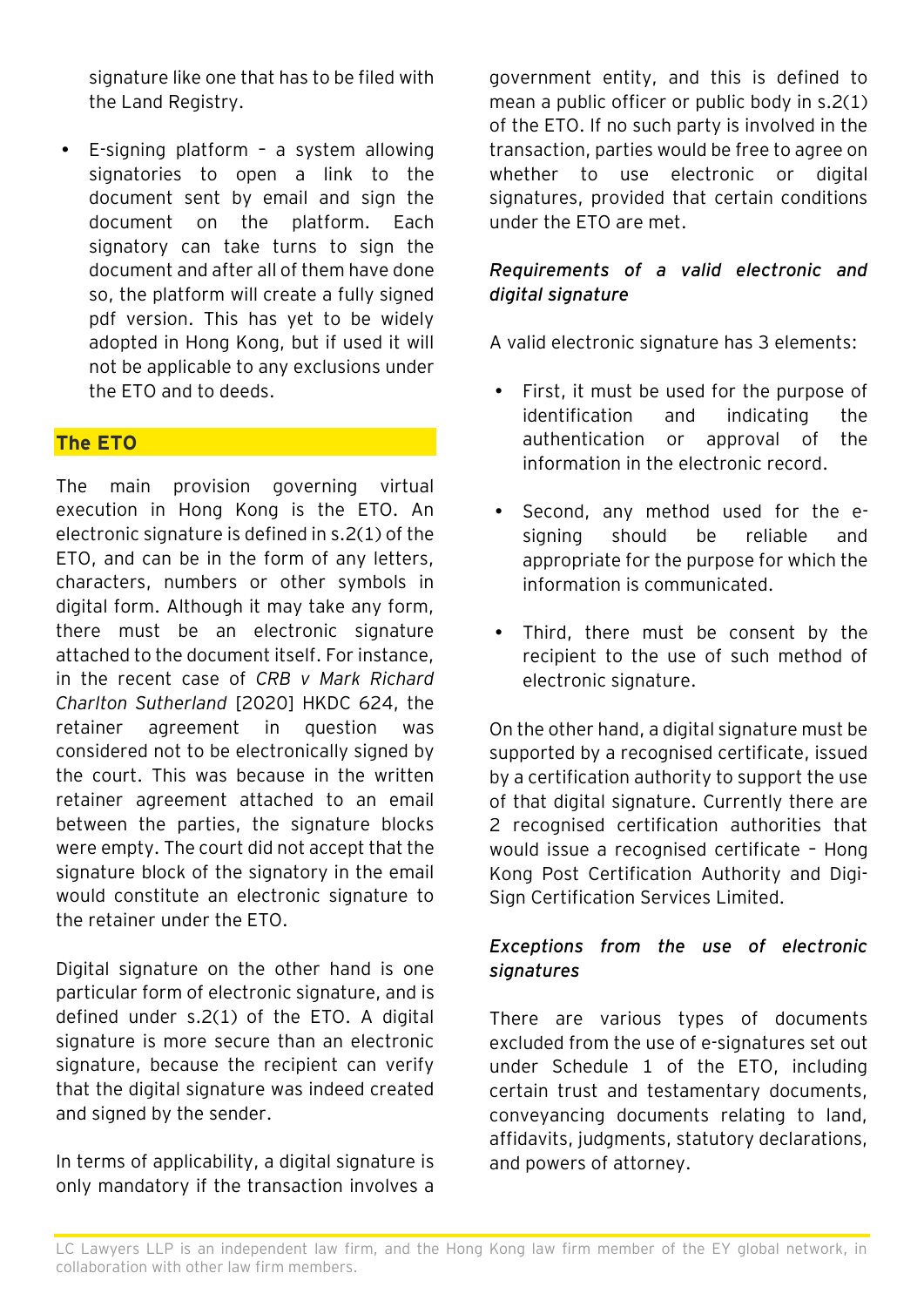signature like one that has to be filed with the Land Registry.

- E-signing platform – a system allowing signatories to open a link to the document sent by email and sign the document on the platform. Each signatory can take turns to sign the document and after all of them have done so, the platform will create a fully signed pdf version. This has yet to be widely adopted in Hong Kong, but if used it will not be applicable to any exclusions under the ETO and to deeds.

## The ETO

The main provision governing virtual execution in Hong Kong is the ETO. An electronic signature is defined in s.2(1) of the ETO, and can be in the form of any letters, characters, numbers or other symbols in digital form. Although it may take any form, there must be an electronic signature attached to the document itself. For instance, in the recent case of *CRB v Mark Richard Charlton Sutherland* [2020] HKDC 624, the retainer agreement in question was considered not to be electronically signed by the court. This was because in the written retainer agreement attached to an email between the parties, the signature blocks were empty. The court did not accept that the signature block of the signatory in the email would constitute an electronic signature to the retainer under the ETO.

Digital signature on the other hand is one particular form of electronic signature, and is defined under s.2(1) of the ETO. A digital signature is more secure than an electronic signature, because the recipient can verify that the digital signature was indeed created and signed by the sender.

In terms of applicability, a digital signature is only mandatory if the transaction involves a government entity, and this is defined to mean a public officer or public body in s.2(1) of the ETO. If no such party is involved in the transaction, parties would be free to agree on whether to use electronic or digital signatures, provided that certain conditions under the ETO are met.

### *Requirements of a valid electronic and digital signature*

A valid electronic signature has 3 elements:

- First, it must be used for the purpose of identification and indicating the authentication or approval of the information in the electronic record.
- Second, any method used for the e-signing should be reliable and appropriate for the purpose for which the information is communicated.
- Third, there must be consent by the recipient to the use of such method of electronic signature.

On the other hand, a digital signature must be supported by a recognised certificate, issued by a certification authority to support the use of that digital signature. Currently there are 2 recognised certification authorities that would issue a recognised certificate – Hong Kong Post Certification Authority and Digi-Sign Certification Services Limited.

### *Exceptions from the use of electronic signatures*

There are various types of documents excluded from the use of e-signatures set out under Schedule 1 of the ETO, including certain trust and testamentary documents, conveyancing documents relating to land, affidavits, judgments, statutory declarations, and powers of attorney.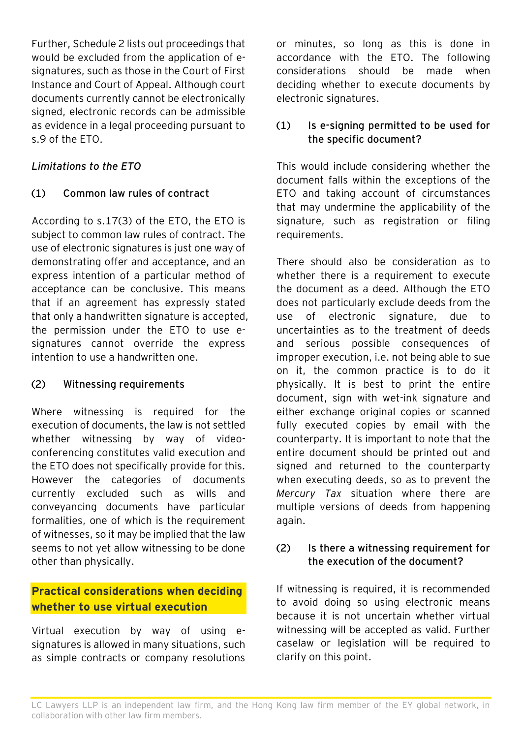Further, Schedule 2 lists out proceedings that would be excluded from the application of e-signatures, such as those in the Court of First Instance and Court of Appeal. Although court documents currently cannot be electronically signed, electronic records can be admissible as evidence in a legal proceeding pursuant to s.9 of the ETO.

*Limitations to the ETO*

**(1) Common law rules of contract**

According to s.17(3) of the ETO, the ETO is subject to common law rules of contract. The use of electronic signatures is just one way of demonstrating offer and acceptance, and an express intention of a particular method of acceptance can be conclusive. This means that if an agreement has expressly stated that only a handwritten signature is accepted, the permission under the ETO to use e-signatures cannot override the express intention to use a handwritten one.

**(2) Witnessing requirements**

Where witnessing is required for the execution of documents, the law is not settled whether witnessing by way of video-conferencing constitutes valid execution and the ETO does not specifically provide for this. However the categories of documents currently excluded such as wills and conveyancing documents have particular formalities, one of which is the requirement of witnesses, so it may be implied that the law seems to not yet allow witnessing to be done other than physically.

## Practical considerations when deciding whether to use virtual execution

Virtual execution by way of using e-signatures is allowed in many situations, such as simple contracts or company resolutions or minutes, so long as this is done in accordance with the ETO. The following considerations should be made when deciding whether to execute documents by electronic signatures.

**(1) Is e-signing permitted to be used for the specific document?**

This would include considering whether the document falls within the exceptions of the ETO and taking account of circumstances that may undermine the applicability of the signature, such as registration or filing requirements.

There should also be consideration as to whether there is a requirement to execute the document as a deed. Although the ETO does not particularly exclude deeds from the use of electronic signature, due to uncertainties as to the treatment of deeds and serious possible consequences of improper execution, i.e. not being able to sue on it, the common practice is to do it physically. It is best to print the entire document, sign with wet-ink signature and either exchange original copies or scanned fully executed copies by email with the counterparty. It is important to note that the entire document should be printed out and signed and returned to the counterparty when executing deeds, so as to prevent the *Mercury Tax* situation where there are multiple versions of deeds from happening again.

**(2) Is there a witnessing requirement for the execution of the document?**

If witnessing is required, it is recommended to avoid doing so using electronic means because it is not uncertain whether virtual witnessing will be accepted as valid. Further caselaw or legislation will be required to clarify on this point.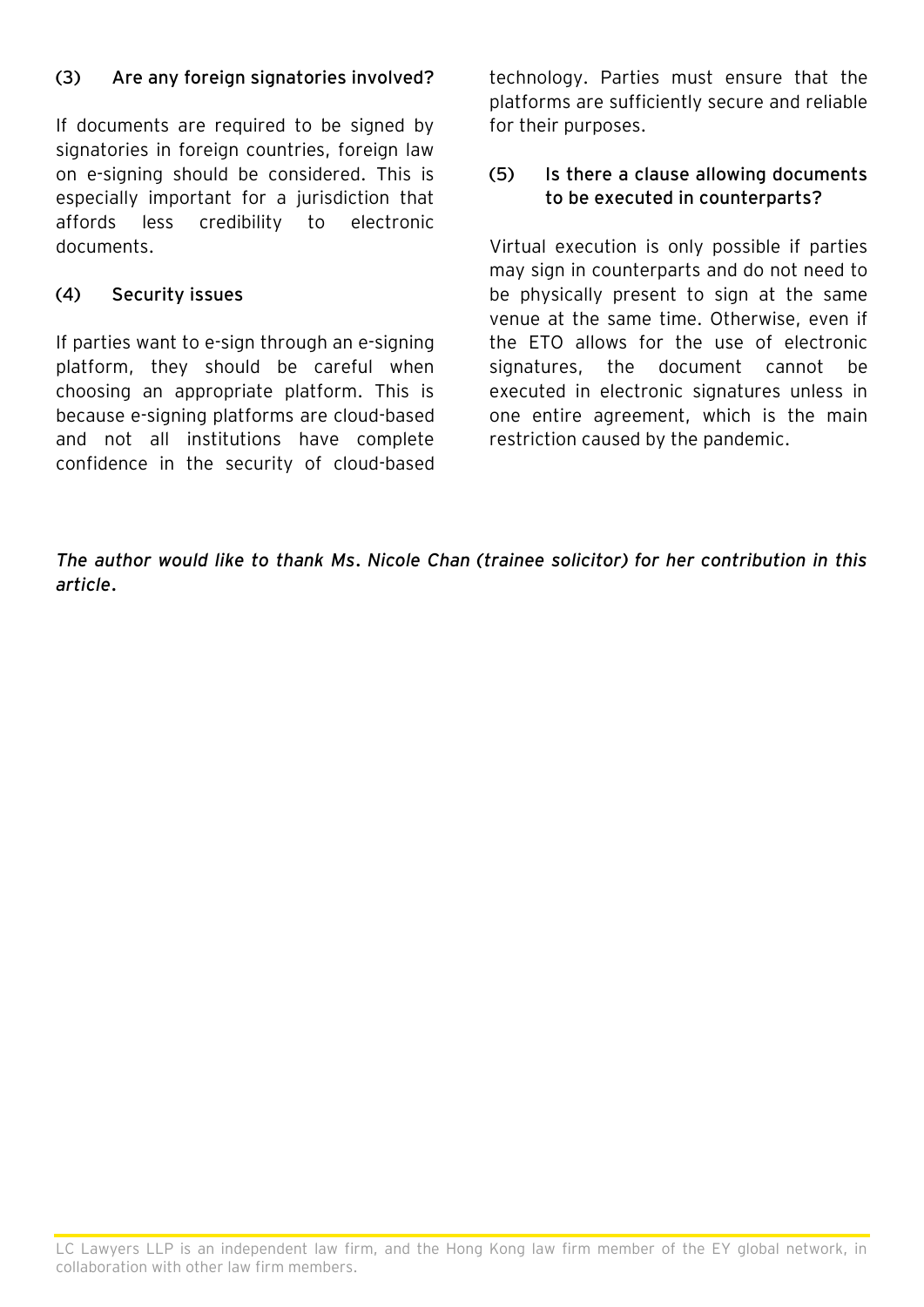### (3) Are any foreign signatories involved?

If documents are required to be signed by signatories in foreign countries, foreign law on e-signing should be considered. This is especially important for a jurisdiction that affords less credibility to electronic documents.

### (4) Security issues

If parties want to e-sign through an e-signing platform, they should be careful when choosing an appropriate platform. This is because e-signing platforms are cloud-based and not all institutions have complete confidence in the security of cloud-based technology. Parties must ensure that the platforms are sufficiently secure and reliable for their purposes.

### (5) Is there a clause allowing documents to be executed in counterparts?

Virtual execution is only possible if parties may sign in counterparts and do not need to be physically present to sign at the same venue at the same time. Otherwise, even if the ETO allows for the use of electronic signatures, the document cannot be executed in electronic signatures unless in one entire agreement, which is the main restriction caused by the pandemic.

*The author would like to thank Ms. Nicole Chan (trainee solicitor) for her contribution in this article.*

LC Lawyers LLP is an independent law firm, and the Hong Kong law firm member of the EY global network, in collaboration with other law firm members.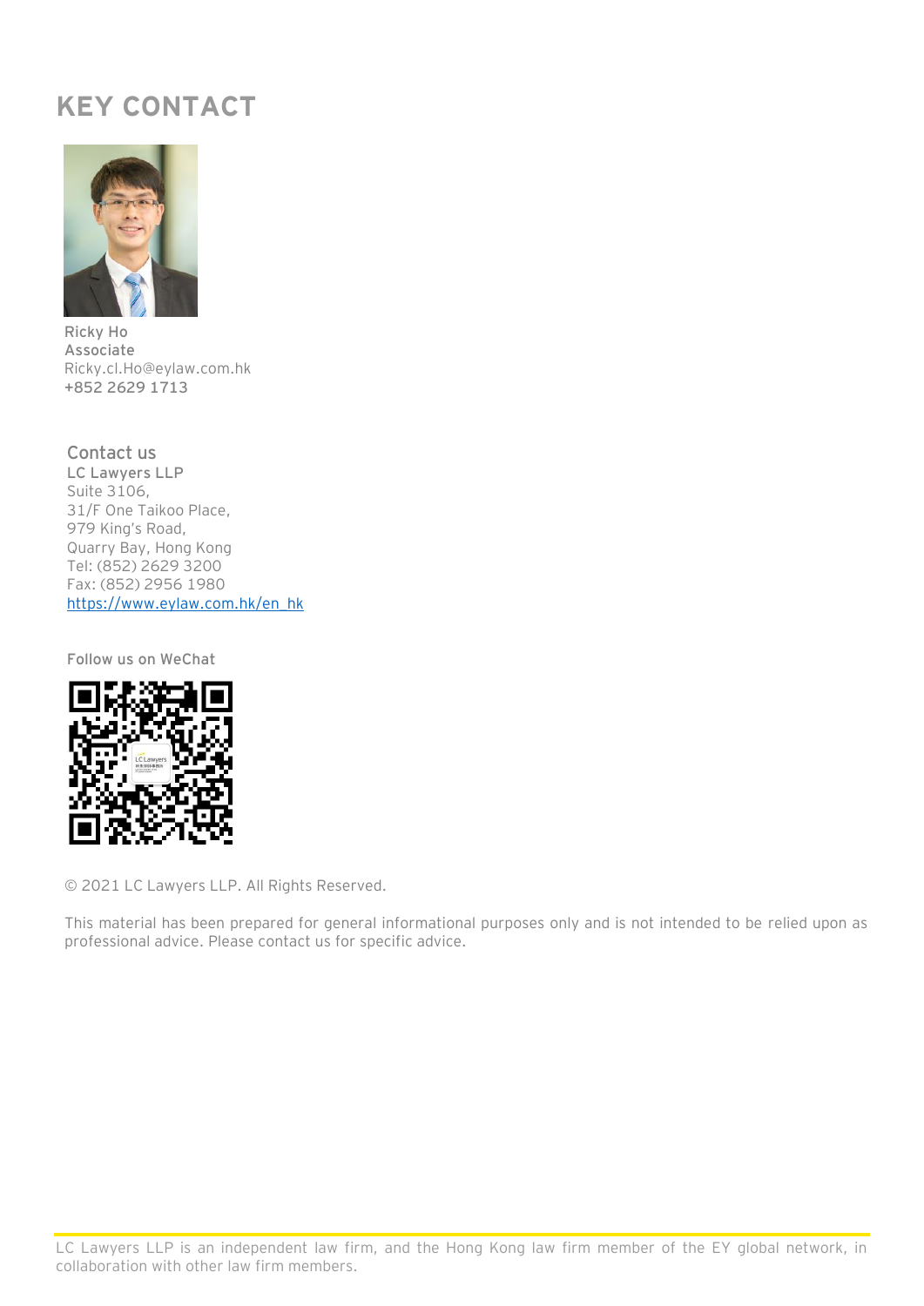# KEY CONTACT

Ricky Ho
Associate
Ricky.cl.Ho@eylaw.com.hk
+852 2629 1713

Contact us
LC Lawyers LLP
Suite 3106,
31/F One Taikoo Place,
979 King's Road,
Quarry Bay, Hong Kong
Tel: (852) 2629 3200
Fax: (852) 2956 1980
https://www.eylaw.com.hk/en_hk

Follow us on WeChat

© 2021 LC Lawyers LLP. All Rights Reserved.

This material has been prepared for general informational purposes only and is not intended to be relied upon as professional advice. Please contact us for specific advice.

LC Lawyers LLP is an independent law firm, and the Hong Kong law firm member of the EY global network, in collaboration with other law firm members.